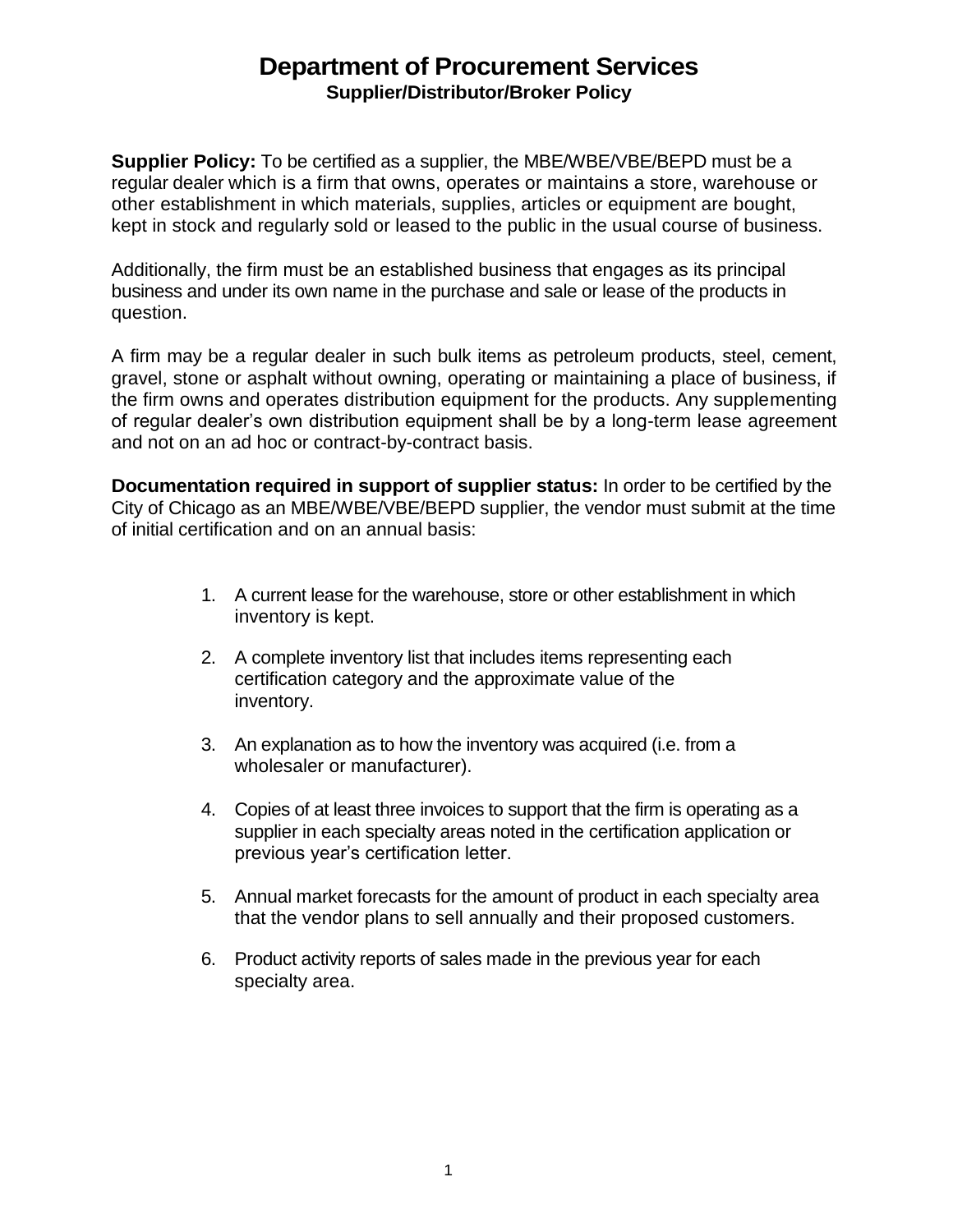# Department of Procurement Services

## Supplier/Distributor/Broker Policy

**Supplier Policy:** To be certified as a supplier, the MBE/WBE/VBE/BEPD must be a regular dealer which is a firm that owns, operates or maintains a store, warehouse or other establishment in which materials, supplies, articles or equipment are bought, kept in stock and regularly sold or leased to the public in the usual course of business.

Additionally, the firm must be an established business that engages as its principal business and under its own name in the purchase and sale or lease of the products in question.

A firm may be a regular dealer in such bulk items as petroleum products, steel, cement, gravel, stone or asphalt without owning, operating or maintaining a place of business, if the firm owns and operates distribution equipment for the products. Any supplementing of regular dealer's own distribution equipment shall be by a long-term lease agreement and not on an ad hoc or contract-by-contract basis.

**Documentation required in support of supplier status:** In order to be certified by the City of Chicago as an MBE/WBE/VBE/BEPD supplier, the vendor must submit at the time of initial certification and on an annual basis:

1. A current lease for the warehouse, store or other establishment in which inventory is kept.
2. A complete inventory list that includes items representing each certification category and the approximate value of the inventory.
3. An explanation as to how the inventory was acquired (i.e. from a wholesaler or manufacturer).
4. Copies of at least three invoices to support that the firm is operating as a supplier in each specialty areas noted in the certification application or previous year's certification letter.
5. Annual market forecasts for the amount of product in each specialty area that the vendor plans to sell annually and their proposed customers.
6. Product activity reports of sales made in the previous year for each specialty area.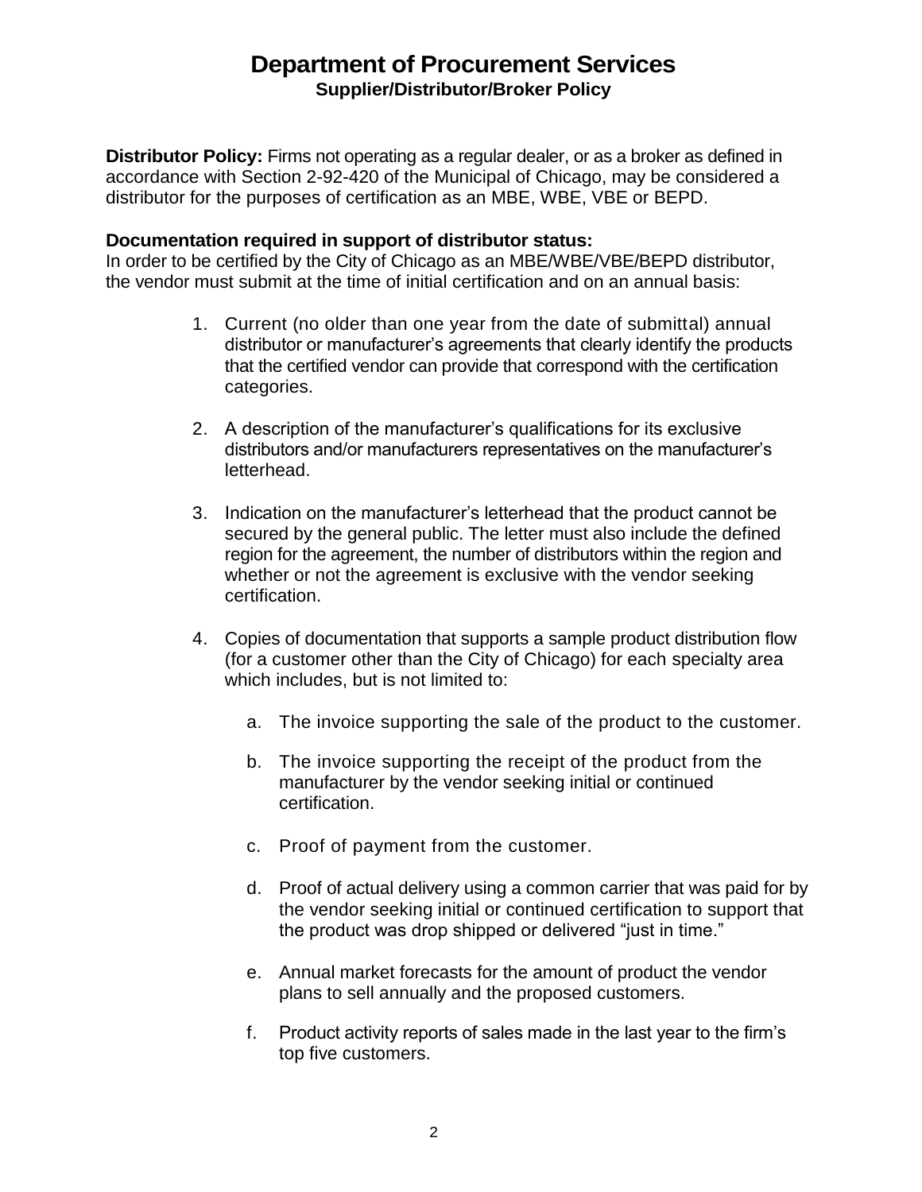# Department of Procurement Services

**Supplier/Distributor/Broker Policy**

**Distributor Policy:** Firms not operating as a regular dealer, or as a broker as defined in accordance with Section 2-92-420 of the Municipal of Chicago, may be considered a distributor for the purposes of certification as an MBE, WBE, VBE or BEPD.

**Documentation required in support of distributor status:**
In order to be certified by the City of Chicago as an MBE/WBE/VBE/BEPD distributor, the vendor must submit at the time of initial certification and on an annual basis:

1. Current (no older than one year from the date of submittal) annual distributor or manufacturer's agreements that clearly identify the products that the certified vendor can provide that correspond with the certification categories.

2. A description of the manufacturer's qualifications for its exclusive distributors and/or manufacturers representatives on the manufacturer's letterhead.

3. Indication on the manufacturer's letterhead that the product cannot be secured by the general public. The letter must also include the defined region for the agreement, the number of distributors within the region and whether or not the agreement is exclusive with the vendor seeking certification.

4. Copies of documentation that supports a sample product distribution flow (for a customer other than the City of Chicago) for each specialty area which includes, but is not limited to:

   a. The invoice supporting the sale of the product to the customer.

   b. The invoice supporting the receipt of the product from the manufacturer by the vendor seeking initial or continued certification.

   c. Proof of payment from the customer.

   d. Proof of actual delivery using a common carrier that was paid for by the vendor seeking initial or continued certification to support that the product was drop shipped or delivered "just in time."

   e. Annual market forecasts for the amount of product the vendor plans to sell annually and the proposed customers.

   f. Product activity reports of sales made in the last year to the firm's top five customers.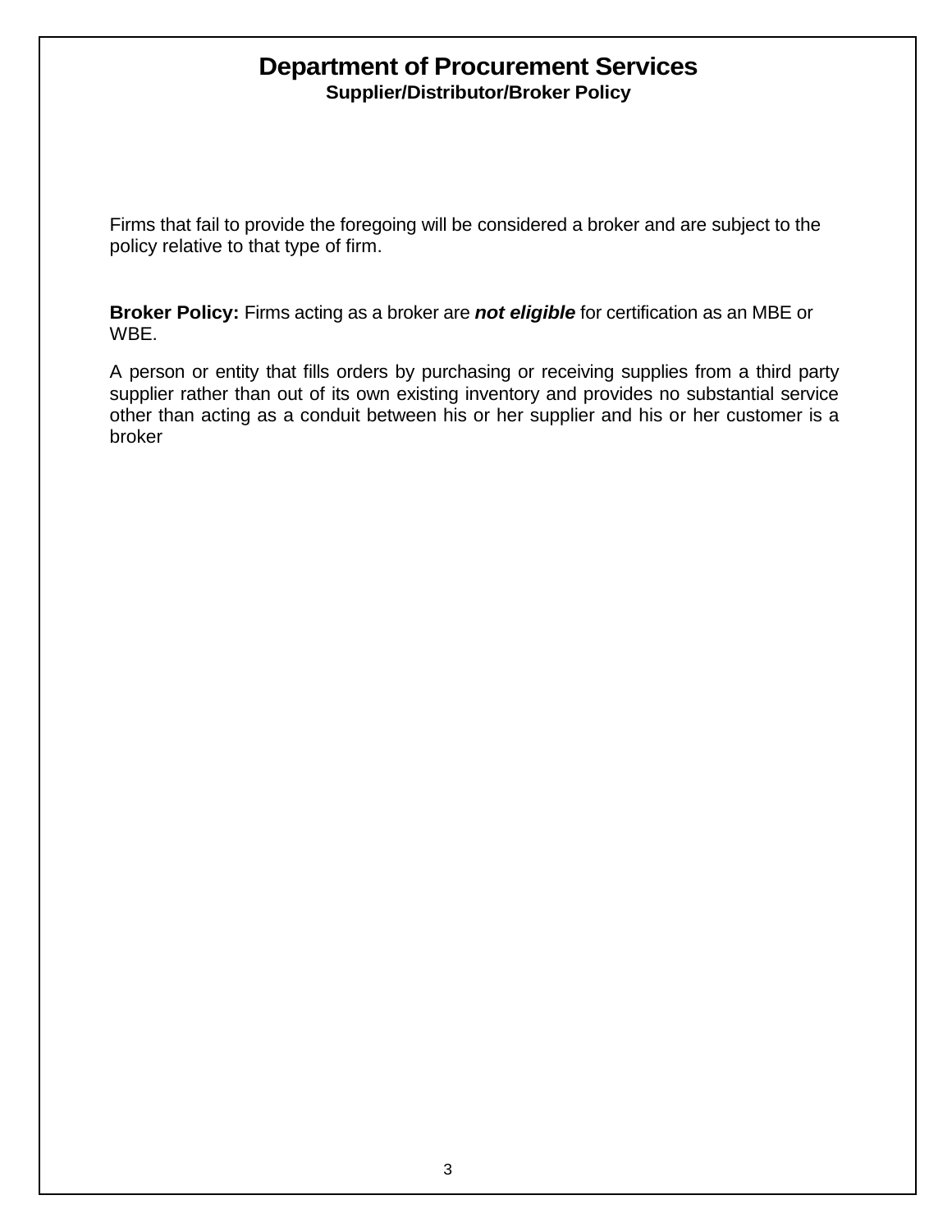Firms that fail to provide the foregoing will be considered a broker and are subject to the policy relative to that type of firm.

**Broker Policy:** Firms acting as a broker are ***not eligible*** for certification as an MBE or WBE.

A person or entity that fills orders by purchasing or receiving supplies from a third party supplier rather than out of its own existing inventory and provides no substantial service other than acting as a conduit between his or her supplier and his or her customer is a broker